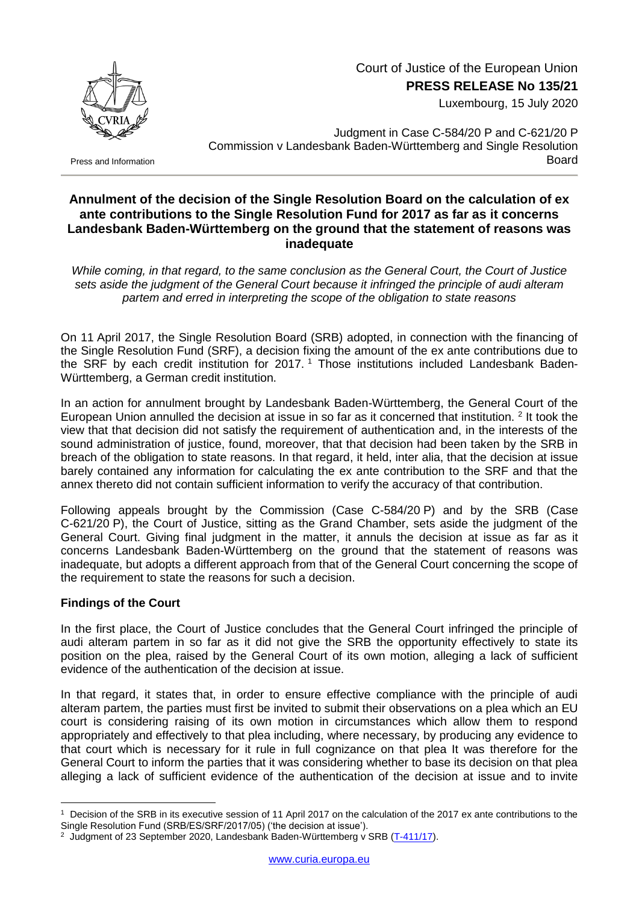Court of Justice of the European Union
**PRESS RELEASE No 135/21**
Luxembourg, 15 July 2020

Press and Information

Judgment in Case C-584/20 P and C-621/20 P
Commission v Landesbank Baden-Württemberg and Single Resolution Board

## Annulment of the decision of the Single Resolution Board on the calculation of ex ante contributions to the Single Resolution Fund for 2017 as far as it concerns Landesbank Baden-Württemberg on the ground that the statement of reasons was inadequate

*While coming, in that regard, to the same conclusion as the General Court, the Court of Justice sets aside the judgment of the General Court because it infringed the principle of audi alteram partem and erred in interpreting the scope of the obligation to state reasons*

On 11 April 2017, the Single Resolution Board (SRB) adopted, in connection with the financing of the Single Resolution Fund (SRF), a decision fixing the amount of the ex ante contributions due to the SRF by each credit institution for 2017. [1] Those institutions included Landesbank Baden-Württemberg, a German credit institution.

In an action for annulment brought by Landesbank Baden-Württemberg, the General Court of the European Union annulled the decision at issue in so far as it concerned that institution. [2] It took the view that that decision did not satisfy the requirement of authentication and, in the interests of the sound administration of justice, found, moreover, that that decision had been taken by the SRB in breach of the obligation to state reasons. In that regard, it held, inter alia, that the decision at issue barely contained any information for calculating the ex ante contribution to the SRF and that the annex thereto did not contain sufficient information to verify the accuracy of that contribution.

Following appeals brought by the Commission (Case C-584/20 P) and by the SRB (Case C-621/20 P), the Court of Justice, sitting as the Grand Chamber, sets aside the judgment of the General Court. Giving final judgment in the matter, it annuls the decision at issue as far as it concerns Landesbank Baden-Württemberg on the ground that the statement of reasons was inadequate, but adopts a different approach from that of the General Court concerning the scope of the requirement to state the reasons for such a decision.

### Findings of the Court

In the first place, the Court of Justice concludes that the General Court infringed the principle of audi alteram partem in so far as it did not give the SRB the opportunity effectively to state its position on the plea, raised by the General Court of its own motion, alleging a lack of sufficient evidence of the authentication of the decision at issue.

In that regard, it states that, in order to ensure effective compliance with the principle of audi alteram partem, the parties must first be invited to submit their observations on a plea which an EU court is considering raising of its own motion in circumstances which allow them to respond appropriately and effectively to that plea including, where necessary, by producing any evidence to that court which is necessary for it rule in full cognizance on that plea It was therefore for the General Court to inform the parties that it was considering whether to base its decision on that plea alleging a lack of sufficient evidence of the authentication of the decision at issue and to invite

---

[1] Decision of the SRB in its executive session of 11 April 2017 on the calculation of the 2017 ex ante contributions to the Single Resolution Fund (SRB/ES/SRF/2017/05) ('the decision at issue').

[2] Judgment of 23 September 2020, Landesbank Baden-Württemberg v SRB (T-411/17).

www.curia.europa.eu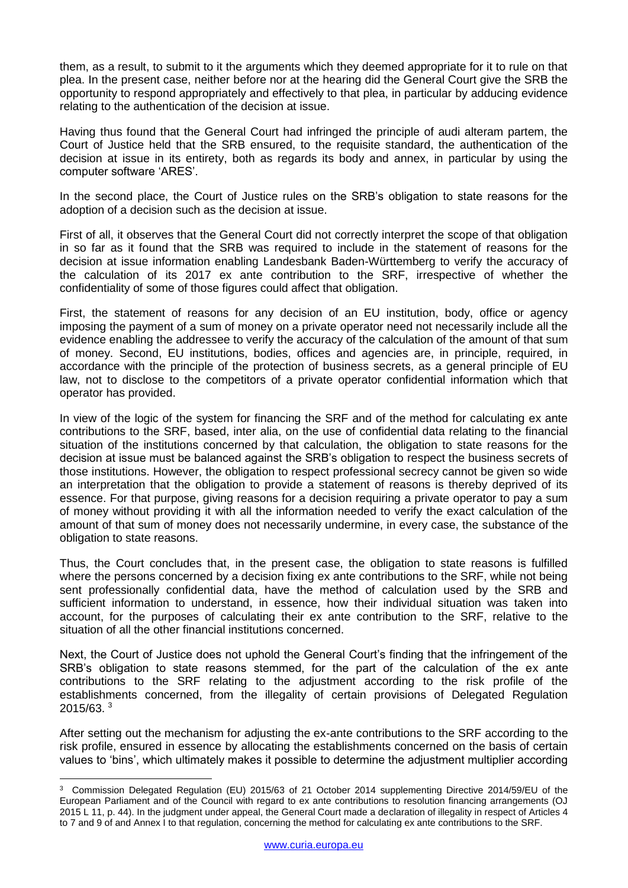them, as a result, to submit to it the arguments which they deemed appropriate for it to rule on that plea. In the present case, neither before nor at the hearing did the General Court give the SRB the opportunity to respond appropriately and effectively to that plea, in particular by adducing evidence relating to the authentication of the decision at issue.

Having thus found that the General Court had infringed the principle of audi alteram partem, the Court of Justice held that the SRB ensured, to the requisite standard, the authentication of the decision at issue in its entirety, both as regards its body and annex, in particular by using the computer software 'ARES'.

In the second place, the Court of Justice rules on the SRB's obligation to state reasons for the adoption of a decision such as the decision at issue.

First of all, it observes that the General Court did not correctly interpret the scope of that obligation in so far as it found that the SRB was required to include in the statement of reasons for the decision at issue information enabling Landesbank Baden-Württemberg to verify the accuracy of the calculation of its 2017 ex ante contribution to the SRF, irrespective of whether the confidentiality of some of those figures could affect that obligation.

First, the statement of reasons for any decision of an EU institution, body, office or agency imposing the payment of a sum of money on a private operator need not necessarily include all the evidence enabling the addressee to verify the accuracy of the calculation of the amount of that sum of money. Second, EU institutions, bodies, offices and agencies are, in principle, required, in accordance with the principle of the protection of business secrets, as a general principle of EU law, not to disclose to the competitors of a private operator confidential information which that operator has provided.

In view of the logic of the system for financing the SRF and of the method for calculating ex ante contributions to the SRF, based, inter alia, on the use of confidential data relating to the financial situation of the institutions concerned by that calculation, the obligation to state reasons for the decision at issue must be balanced against the SRB's obligation to respect the business secrets of those institutions. However, the obligation to respect professional secrecy cannot be given so wide an interpretation that the obligation to provide a statement of reasons is thereby deprived of its essence. For that purpose, giving reasons for a decision requiring a private operator to pay a sum of money without providing it with all the information needed to verify the exact calculation of the amount of that sum of money does not necessarily undermine, in every case, the substance of the obligation to state reasons.

Thus, the Court concludes that, in the present case, the obligation to state reasons is fulfilled where the persons concerned by a decision fixing ex ante contributions to the SRF, while not being sent professionally confidential data, have the method of calculation used by the SRB and sufficient information to understand, in essence, how their individual situation was taken into account, for the purposes of calculating their ex ante contribution to the SRF, relative to the situation of all the other financial institutions concerned.

Next, the Court of Justice does not uphold the General Court's finding that the infringement of the SRB's obligation to state reasons stemmed, for the part of the calculation of the ex ante contributions to the SRF relating to the adjustment according to the risk profile of the establishments concerned, from the illegality of certain provisions of Delegated Regulation 2015/63. [3]

After setting out the mechanism for adjusting the ex-ante contributions to the SRF according to the risk profile, ensured in essence by allocating the establishments concerned on the basis of certain values to 'bins', which ultimately makes it possible to determine the adjustment multiplier according

---

[3] Commission Delegated Regulation (EU) 2015/63 of 21 October 2014 supplementing Directive 2014/59/EU of the European Parliament and of the Council with regard to ex ante contributions to resolution financing arrangements (OJ 2015 L 11, p. 44). In the judgment under appeal, the General Court made a declaration of illegality in respect of Articles 4 to 7 and 9 of and Annex I to that regulation, concerning the method for calculating ex ante contributions to the SRF.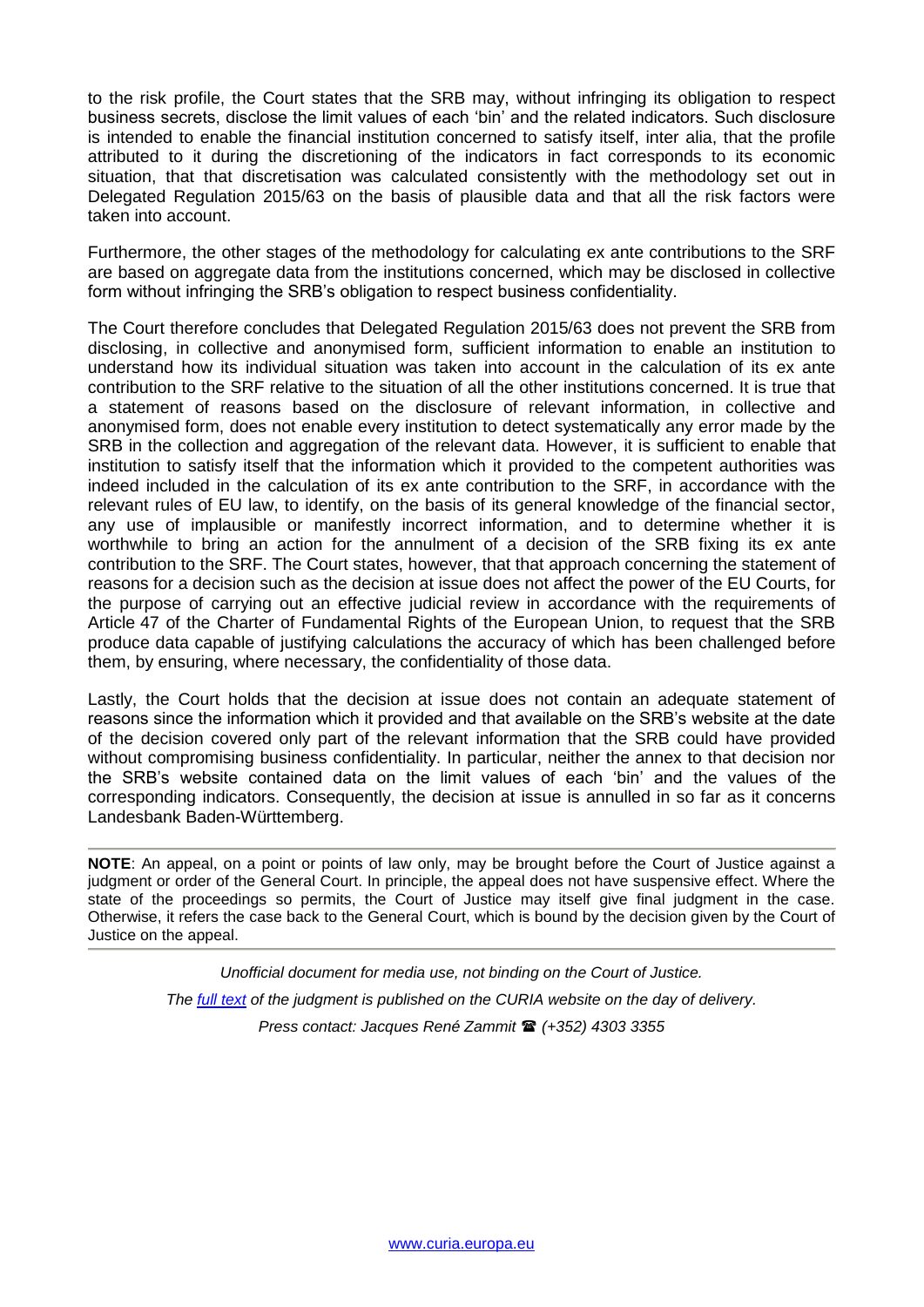to the risk profile, the Court states that the SRB may, without infringing its obligation to respect business secrets, disclose the limit values of each 'bin' and the related indicators. Such disclosure is intended to enable the financial institution concerned to satisfy itself, inter alia, that the profile attributed to it during the discretioning of the indicators in fact corresponds to its economic situation, that that discretisation was calculated consistently with the methodology set out in Delegated Regulation 2015/63 on the basis of plausible data and that all the risk factors were taken into account.

Furthermore, the other stages of the methodology for calculating ex ante contributions to the SRF are based on aggregate data from the institutions concerned, which may be disclosed in collective form without infringing the SRB's obligation to respect business confidentiality.

The Court therefore concludes that Delegated Regulation 2015/63 does not prevent the SRB from disclosing, in collective and anonymised form, sufficient information to enable an institution to understand how its individual situation was taken into account in the calculation of its ex ante contribution to the SRF relative to the situation of all the other institutions concerned. It is true that a statement of reasons based on the disclosure of relevant information, in collective and anonymised form, does not enable every institution to detect systematically any error made by the SRB in the collection and aggregation of the relevant data. However, it is sufficient to enable that institution to satisfy itself that the information which it provided to the competent authorities was indeed included in the calculation of its ex ante contribution to the SRF, in accordance with the relevant rules of EU law, to identify, on the basis of its general knowledge of the financial sector, any use of implausible or manifestly incorrect information, and to determine whether it is worthwhile to bring an action for the annulment of a decision of the SRB fixing its ex ante contribution to the SRF. The Court states, however, that that approach concerning the statement of reasons for a decision such as the decision at issue does not affect the power of the EU Courts, for the purpose of carrying out an effective judicial review in accordance with the requirements of Article 47 of the Charter of Fundamental Rights of the European Union, to request that the SRB produce data capable of justifying calculations the accuracy of which has been challenged before them, by ensuring, where necessary, the confidentiality of those data.

Lastly, the Court holds that the decision at issue does not contain an adequate statement of reasons since the information which it provided and that available on the SRB's website at the date of the decision covered only part of the relevant information that the SRB could have provided without compromising business confidentiality. In particular, neither the annex to that decision nor the SRB's website contained data on the limit values of each 'bin' and the values of the corresponding indicators. Consequently, the decision at issue is annulled in so far as it concerns Landesbank Baden-Württemberg.

---

**NOTE**: An appeal, on a point or points of law only, may be brought before the Court of Justice against a judgment or order of the General Court. In principle, the appeal does not have suspensive effect. Where the state of the proceedings so permits, the Court of Justice may itself give final judgment in the case. Otherwise, it refers the case back to the General Court, which is bound by the decision given by the Court of Justice on the appeal.

---

*Unofficial document for media use, not binding on the Court of Justice.*

*The full text of the judgment is published on the CURIA website on the day of delivery.*

*Press contact: Jacques René Zammit ☎ (+352) 4303 3355*

www.curia.europa.eu